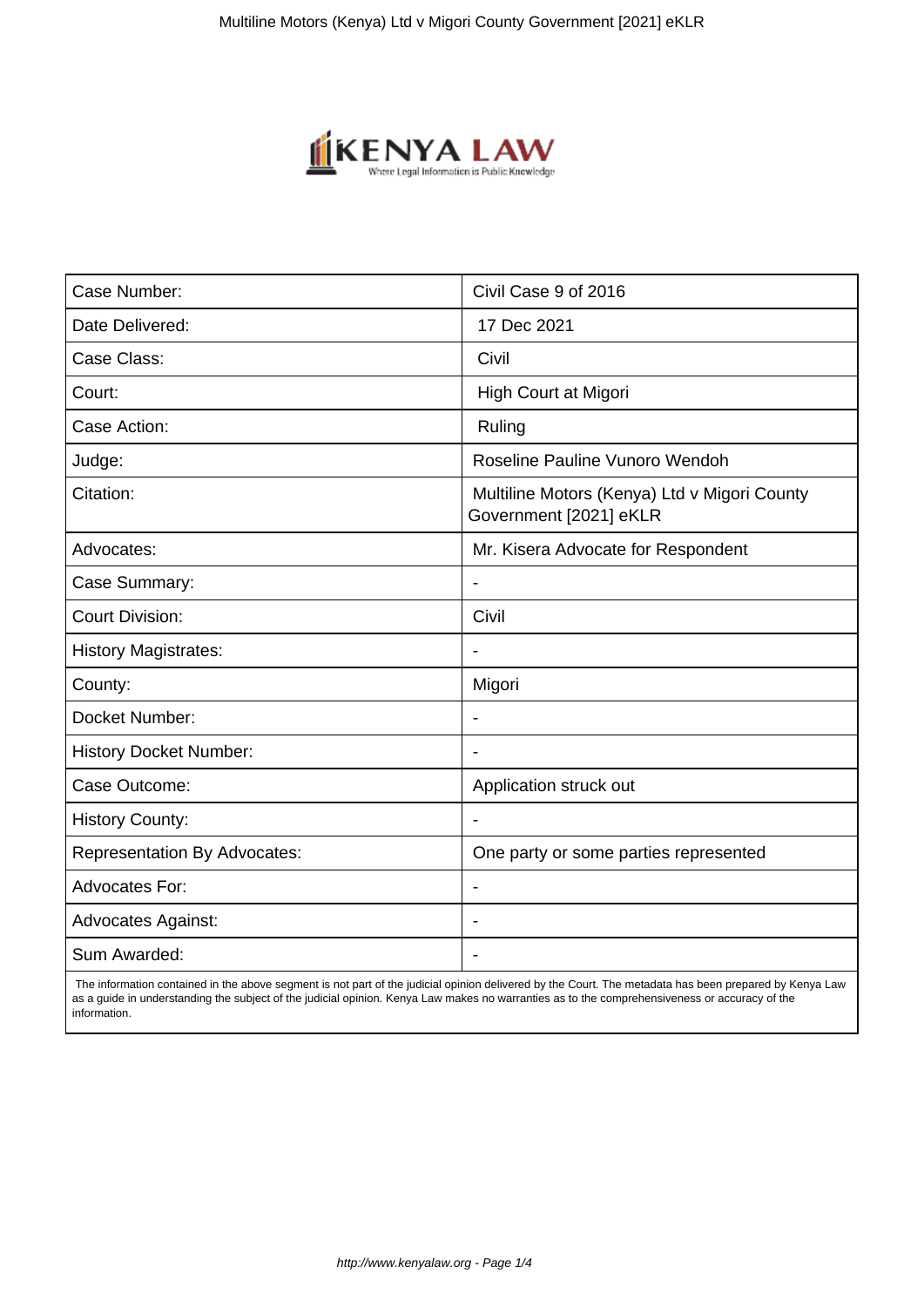| Case Number: | Civil Case 9 of 2016 |
|---|---|
| Date Delivered: | 17 Dec 2021 |
| Case Class: | Civil |
| Court: | High Court at Migori |
| Case Action: | Ruling |
| Judge: | Roseline Pauline Vunoro Wendoh |
| Citation: | Multiline Motors (Kenya) Ltd v Migori County Government [2021] eKLR |
| Advocates: | Mr. Kisera Advocate for Respondent |
| Case Summary: | - |
| Court Division: | Civil |
| History Magistrates: | - |
| County: | Migori |
| Docket Number: | - |
| History Docket Number: | - |
| Case Outcome: | Application struck out |
| History County: | - |
| Representation By Advocates: | One party or some parties represented |
| Advocates For: | - |
| Advocates Against: | - |
| Sum Awarded: | - |

The information contained in the above segment is not part of the judicial opinion delivered by the Court. The metadata has been prepared by Kenya Law as a guide in understanding the subject of the judicial opinion. Kenya Law makes no warranties as to the comprehensiveness or accuracy of the information.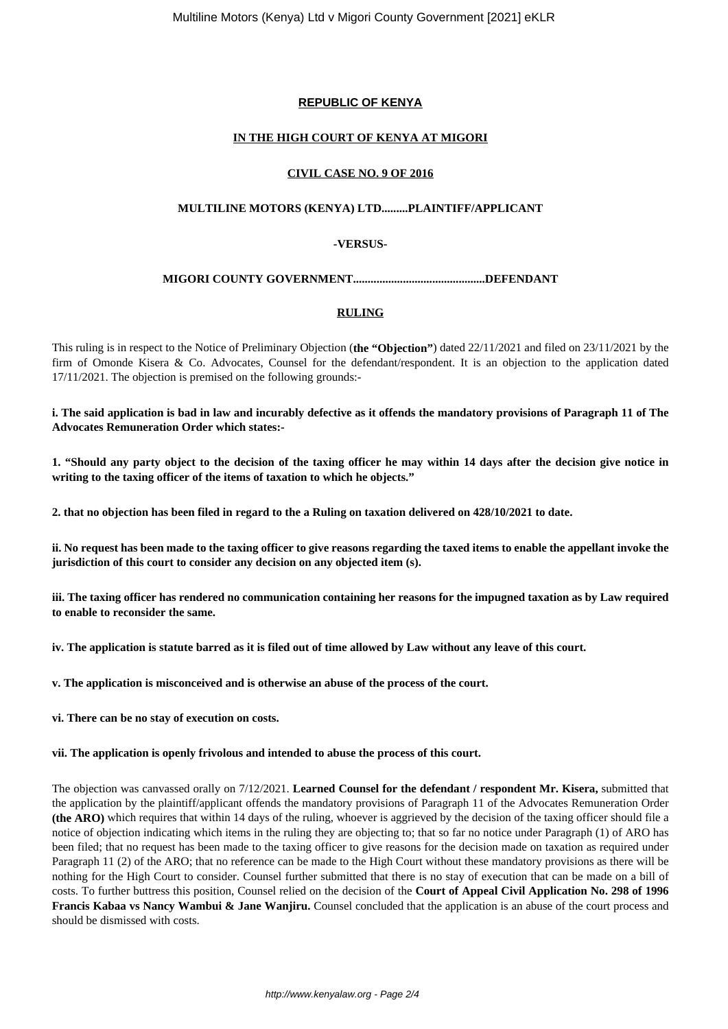**REPUBLIC OF KENYA**

**IN THE HIGH COURT OF KENYA AT MIGORI**

**CIVIL CASE NO. 9 OF 2016**

**MULTILINE MOTORS (KENYA) LTD.........PLAINTIFF/APPLICANT**

**-VERSUS-**

**MIGORI COUNTY GOVERNMENT............................................DEFENDANT**

**RULING**

This ruling is in respect to the Notice of Preliminary Objection (**the "Objection"**) dated 22/11/2021 and filed on 23/11/2021 by the firm of Omonde Kisera & Co. Advocates, Counsel for the defendant/respondent. It is an objection to the application dated 17/11/2021. The objection is premised on the following grounds:-

**i. The said application is bad in law and incurably defective as it offends the mandatory provisions of Paragraph 11 of The Advocates Remuneration Order which states:-**

**1. "Should any party object to the decision of the taxing officer he may within 14 days after the decision give notice in writing to the taxing officer of the items of taxation to which he objects."**

**2. that no objection has been filed in regard to the a Ruling on taxation delivered on 428/10/2021 to date.**

**ii. No request has been made to the taxing officer to give reasons regarding the taxed items to enable the appellant invoke the jurisdiction of this court to consider any decision on any objected item (s).**

**iii. The taxing officer has rendered no communication containing her reasons for the impugned taxation as by Law required to enable to reconsider the same.**

**iv. The application is statute barred as it is filed out of time allowed by Law without any leave of this court.**

**v. The application is misconceived and is otherwise an abuse of the process of the court.**

**vi. There can be no stay of execution on costs.**

**vii. The application is openly frivolous and intended to abuse the process of this court.**

The objection was canvassed orally on 7/12/2021. **Learned Counsel for the defendant / respondent Mr. Kisera,** submitted that the application by the plaintiff/applicant offends the mandatory provisions of Paragraph 11 of the Advocates Remuneration Order **(the ARO)** which requires that within 14 days of the ruling, whoever is aggrieved by the decision of the taxing officer should file a notice of objection indicating which items in the ruling they are objecting to; that so far no notice under Paragraph (1) of ARO has been filed; that no request has been made to the taxing officer to give reasons for the decision made on taxation as required under Paragraph 11 (2) of the ARO; that no reference can be made to the High Court without these mandatory provisions as there will be nothing for the High Court to consider. Counsel further submitted that there is no stay of execution that can be made on a bill of costs. To further buttress this position, Counsel relied on the decision of the **Court of Appeal Civil Application No. 298 of 1996 Francis Kabaa vs Nancy Wambui & Jane Wanjiru.** Counsel concluded that the application is an abuse of the court process and should be dismissed with costs.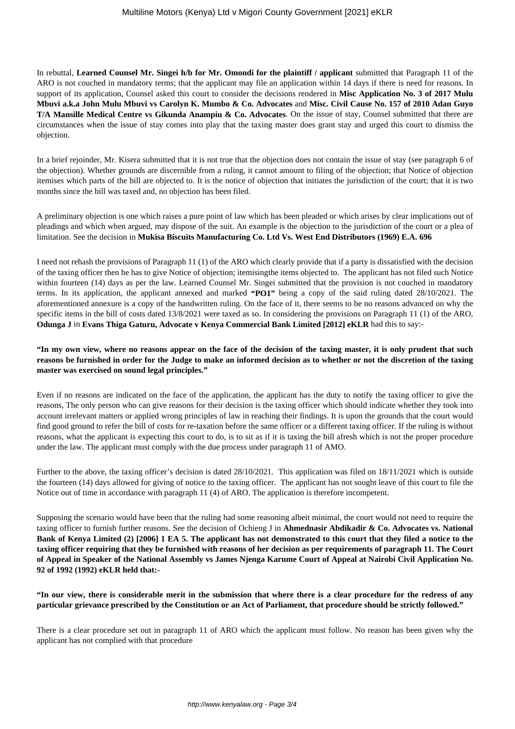In rebuttal, **Learned Counsel Mr. Singei h/b for Mr. Omondi for the plaintiff / applicant** submitted that Paragraph 11 of the ARO is not couched in mandatory terms; that the applicant may file an application within 14 days if there is need for reasons. In support of its application, Counsel asked this court to consider the decisions rendered in **Misc Application No. 3 of 2017 Mulu Mbuvi a.k.a John Mulu Mbuvi vs Carolyn K. Mumbo & Co. Advocates** and **Misc. Civil Cause No. 157 of 2010 Adan Guyo T/A Mansille Medical Centre vs Gikunda Anampiu & Co. Advocates**. On the issue of stay, Counsel submitted that there are circumstances when the issue of stay comes into play that the taxing master does grant stay and urged this court to dismiss the objection.

In a brief rejoinder, Mr. Kisera submitted that it is not true that the objection does not contain the issue of stay (see paragraph 6 of the objection). Whether grounds are discernible from a ruling, it cannot amount to filing of the objection; that Notice of objection itemises which parts of the bill are objected to. It is the notice of objection that initiates the jurisdiction of the court; that it is two months since the bill was taxed and, no objection has been filed.

A preliminary objection is one which raises a pure point of law which has been pleaded or which arises by clear implications out of pleadings and which when argued, may dispose of the suit. An example is the objection to the jurisdiction of the court or a plea of limitation. See the decision in **Mukisa Biscuits Manufacturing Co. Ltd Vs. West End Distributors (1969) E.A. 696**

I need not rehash the provisions of Paragraph 11 (1) of the ARO which clearly provide that if a party is dissatisfied with the decision of the taxing officer then he has to give Notice of objection; itemisingthe items objected to. The applicant has not filed such Notice within fourteen (14) days as per the law. Learned Counsel Mr. Singei submitted that the provision is not couched in mandatory terms. In its application, the applicant annexed and marked **"PO1"** being a copy of the said ruling dated 28/10/2021. The aforementioned annexure is a copy of the handwritten ruling. On the face of it, there seems to be no reasons advanced on why the specific items in the bill of costs dated 13/8/2021 were taxed as so. In considering the provisions on Paragraph 11 (1) of the ARO, **Odunga J** in **Evans Thiga Gaturu, Advocate v Kenya Commercial Bank Limited [2012] eKLR** had this to say:-

**"In my own view, where no reasons appear on the face of the decision of the taxing master, it is only prudent that such reasons be furnished in order for the Judge to make an informed decision as to whether or not the discretion of the taxing master was exercised on sound legal principles."**

Even if no reasons are indicated on the face of the application, the applicant has the duty to notify the taxing officer to give the reasons, The only person who can give reasons for their decision is the taxing officer which should indicate whether they took into account irrelevant matters or applied wrong principles of law in reaching their findings. It is upon the grounds that the court would find good ground to refer the bill of costs for re-taxation before the same officer or a different taxing officer. If the ruling is without reasons, what the applicant is expecting this court to do, is to sit as if it is taxing the bill afresh which is not the proper procedure under the law. The applicant must comply with the due process under paragraph 11 of AMO.

Further to the above, the taxing officer's decision is dated 28/10/2021. This application was filed on 18/11/2021 which is outside the fourteen (14) days allowed for giving of notice to the taxing officer. The applicant has not sought leave of this court to file the Notice out of time in accordance with paragraph 11 (4) of ARO. The application is therefore incompetent.

Supposing the scenario would have been that the ruling had some reasoning albeit minimal, the court would not need to require the taxing officer to furnish further reasons. See the decision of Ochieng J in **Ahmednasir Abdikadir & Co. Advocates vs. National Bank of Kenya Limited (2) [2006] 1 EA 5. The applicant has not demonstrated to this court that they filed a notice to the taxing officer requiring that they be furnished with reasons of her decision as per requirements of paragraph 11. The Court of Appeal in Speaker of the National Assembly vs James Njenga Karume Court of Appeal at Nairobi Civil Application No. 92 of 1992 (1992) eKLR held that:-**

**"In our view, there is considerable merit in the submission that where there is a clear procedure for the redress of any particular grievance prescribed by the Constitution or an Act of Parliament, that procedure should be strictly followed."**

There is a clear procedure set out in paragraph 11 of ARO which the applicant must follow. No reason has been given why the applicant has not complied with that procedure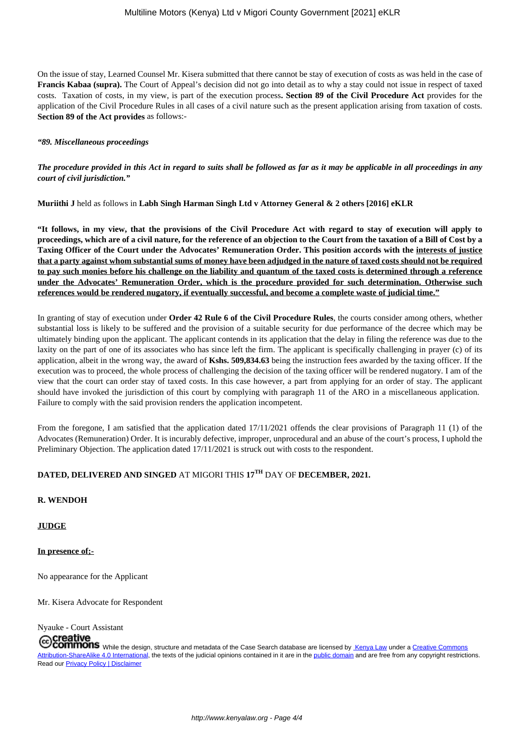On the issue of stay, Learned Counsel Mr. Kisera submitted that there cannot be stay of execution of costs as was held in the case of **Francis Kabaa (supra).** The Court of Appeal's decision did not go into detail as to why a stay could not issue in respect of taxed costs. Taxation of costs, in my view, is part of the execution process**. Section 89 of the Civil Procedure Act** provides for the application of the Civil Procedure Rules in all cases of a civil nature such as the present application arising from taxation of costs. **Section 89 of the Act provides** as follows:-

***"89. Miscellaneous proceedings***

***The procedure provided in this Act in regard to suits shall be followed as far as it may be applicable in all proceedings in any court of civil jurisdiction."***

**Muriithi J** held as follows in **Labh Singh Harman Singh Ltd v Attorney General & 2 others [2016] eKLR**

**"It follows, in my view, that the provisions of the Civil Procedure Act with regard to stay of execution will apply to proceedings, which are of a civil nature, for the reference of an objection to the Court from the taxation of a Bill of Cost by a Taxing Officer of the Court under the Advocates' Remuneration Order. This position accords with the interests of justice that a party against whom substantial sums of money have been adjudged in the nature of taxed costs should not be required to pay such monies before his challenge on the liability and quantum of the taxed costs is determined through a reference under the Advocates' Remuneration Order, which is the procedure provided for such determination. Otherwise such references would be rendered nugatory, if eventually successful, and become a complete waste of judicial time."**

In granting of stay of execution under **Order 42 Rule 6 of the Civil Procedure Rules**, the courts consider among others, whether substantial loss is likely to be suffered and the provision of a suitable security for due performance of the decree which may be ultimately binding upon the applicant. The applicant contends in its application that the delay in filing the reference was due to the laxity on the part of one of its associates who has since left the firm. The applicant is specifically challenging in prayer (c) of its application, albeit in the wrong way, the award of **Kshs. 509,834.63** being the instruction fees awarded by the taxing officer. If the execution was to proceed, the whole process of challenging the decision of the taxing officer will be rendered nugatory. I am of the view that the court can order stay of taxed costs. In this case however, a part from applying for an order of stay. The applicant should have invoked the jurisdiction of this court by complying with paragraph 11 of the ARO in a miscellaneous application. Failure to comply with the said provision renders the application incompetent.

From the foregone, I am satisfied that the application dated 17/11/2021 offends the clear provisions of Paragraph 11 (1) of the Advocates (Remuneration) Order. It is incurably defective, improper, unprocedural and an abuse of the court's process, I uphold the Preliminary Objection. The application dated 17/11/2021 is struck out with costs to the respondent.

**DATED, DELIVERED AND SINGED** AT MIGORI THIS **17TH** DAY OF **DECEMBER, 2021.**

**R. WENDOH**

**JUDGE**

**In presence of;-**

No appearance for the Applicant

Mr. Kisera Advocate for Respondent

Nyauke - Court Assistant

While the design, structure and metadata of the Case Search database are licensed by Kenya Law under a Creative Commons Attribution-ShareAlike 4.0 International, the texts of the judicial opinions contained in it are in the public domain and are free from any copyright restrictions. Read our Privacy Policy | Disclaimer